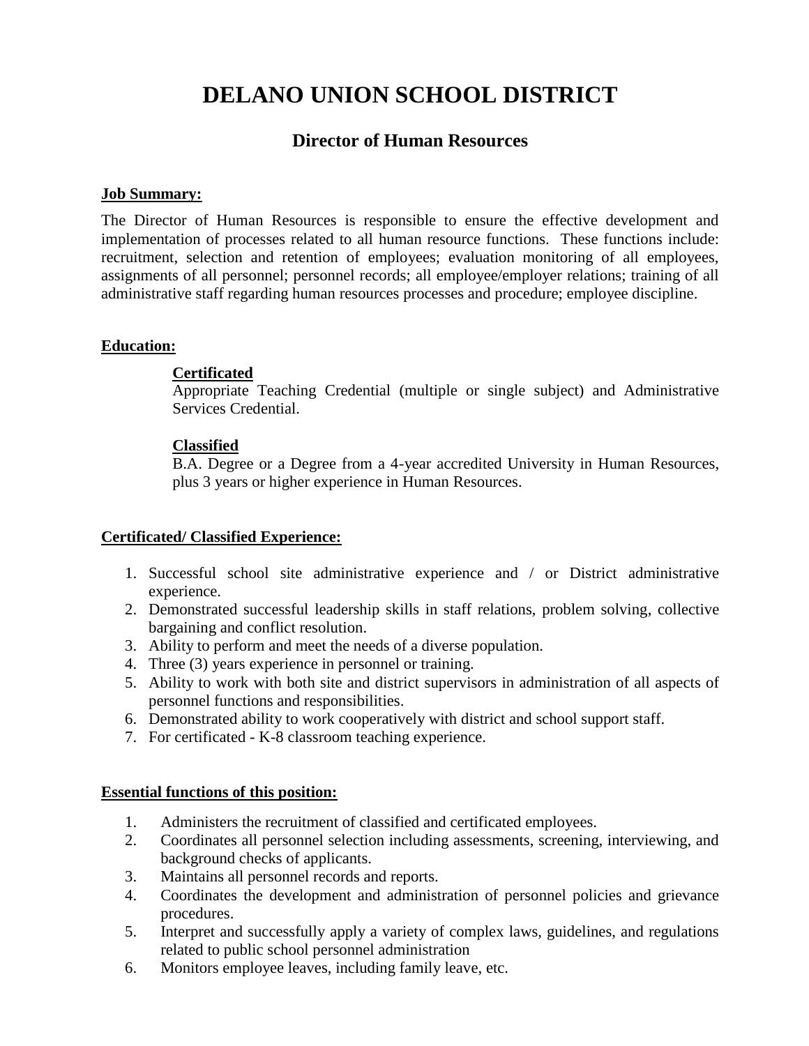# DELANO UNION SCHOOL DISTRICT

## Director of Human Resources

**Job Summary:**

The Director of Human Resources is responsible to ensure the effective development and implementation of processes related to all human resource functions. These functions include: recruitment, selection and retention of employees; evaluation monitoring of all employees, assignments of all personnel; personnel records; all employee/employer relations; training of all administrative staff regarding human resources processes and procedure; employee discipline.

**Education:**

**Certificated**
Appropriate Teaching Credential (multiple or single subject) and Administrative Services Credential.

**Classified**
B.A. Degree or a Degree from a 4-year accredited University in Human Resources, plus 3 years or higher experience in Human Resources.

**Certificated/ Classified Experience:**

1. Successful school site administrative experience and / or District administrative experience.
2. Demonstrated successful leadership skills in staff relations, problem solving, collective bargaining and conflict resolution.
3. Ability to perform and meet the needs of a diverse population.
4. Three (3) years experience in personnel or training.
5. Ability to work with both site and district supervisors in administration of all aspects of personnel functions and responsibilities.
6. Demonstrated ability to work cooperatively with district and school support staff.
7. For certificated - K-8 classroom teaching experience.

**Essential functions of this position:**

1. Administers the recruitment of classified and certificated employees.
2. Coordinates all personnel selection including assessments, screening, interviewing, and background checks of applicants.
3. Maintains all personnel records and reports.
4. Coordinates the development and administration of personnel policies and grievance procedures.
5. Interpret and successfully apply a variety of complex laws, guidelines, and regulations related to public school personnel administration
6. Monitors employee leaves, including family leave, etc.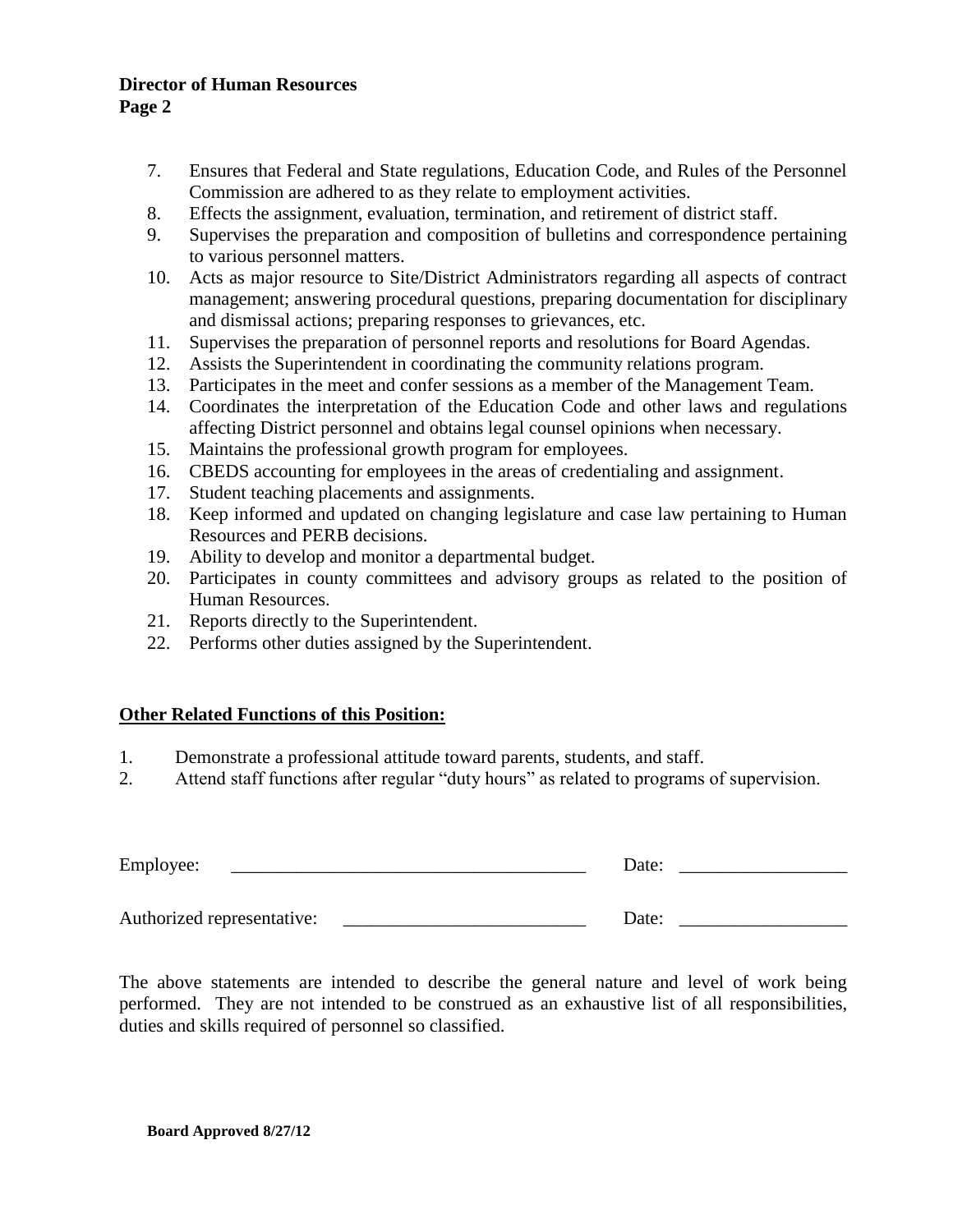7. Ensures that Federal and State regulations, Education Code, and Rules of the Personnel Commission are adhered to as they relate to employment activities.
8. Effects the assignment, evaluation, termination, and retirement of district staff.
9. Supervises the preparation and composition of bulletins and correspondence pertaining to various personnel matters.
10. Acts as major resource to Site/District Administrators regarding all aspects of contract management; answering procedural questions, preparing documentation for disciplinary and dismissal actions; preparing responses to grievances, etc.
11. Supervises the preparation of personnel reports and resolutions for Board Agendas.
12. Assists the Superintendent in coordinating the community relations program.
13. Participates in the meet and confer sessions as a member of the Management Team.
14. Coordinates the interpretation of the Education Code and other laws and regulations affecting District personnel and obtains legal counsel opinions when necessary.
15. Maintains the professional growth program for employees.
16. CBEDS accounting for employees in the areas of credentialing and assignment.
17. Student teaching placements and assignments.
18. Keep informed and updated on changing legislature and case law pertaining to Human Resources and PERB decisions.
19. Ability to develop and monitor a departmental budget.
20. Participates in county committees and advisory groups as related to the position of Human Resources.
21. Reports directly to the Superintendent.
22. Performs other duties assigned by the Superintendent.

**Other Related Functions of this Position:**

1. Demonstrate a professional attitude toward parents, students, and staff.
2. Attend staff functions after regular "duty hours" as related to programs of supervision.

Employee: ______________________________________ Date: __________________

Authorized representative: __________________________ Date: __________________

The above statements are intended to describe the general nature and level of work being performed. They are not intended to be construed as an exhaustive list of all responsibilities, duties and skills required of personnel so classified.

**Board Approved 8/27/12**